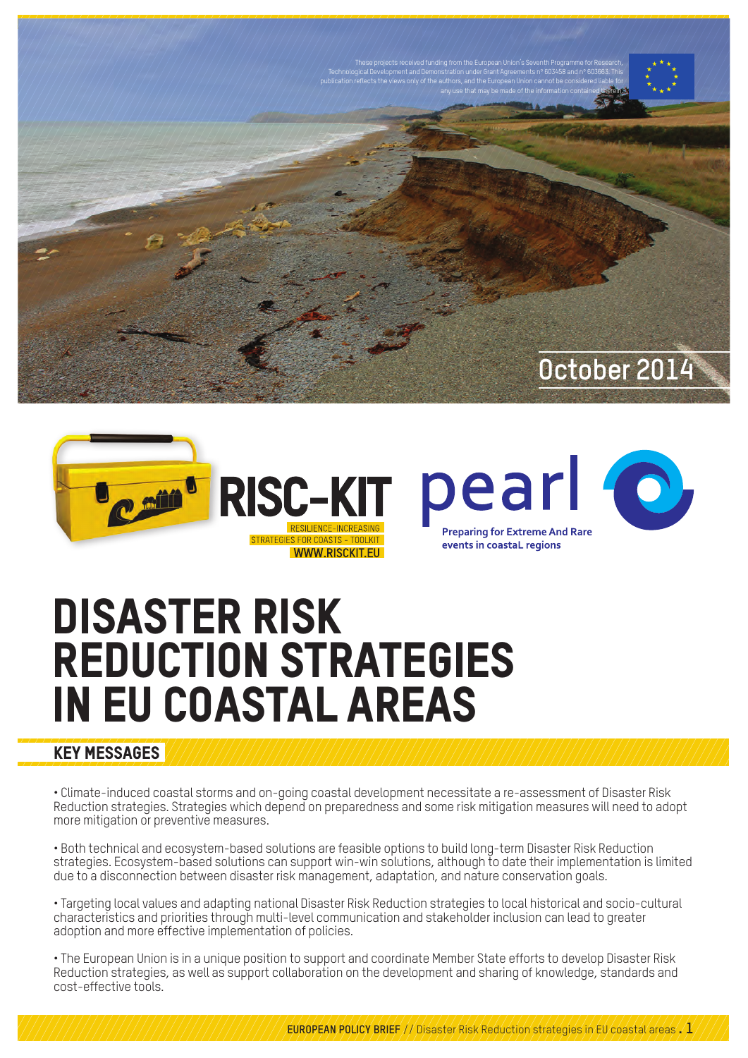These projects received funding from the European Union's Seventh Programme for Research, Technological Development and Demonstration under Grant Agreements n° 603458 and n° 603663. This publication reflects the views only of the authors, and the European Union cannot be considered liable for any use that may be made of the information contained therein.

October 2014

RISC-KIT
RESILIENCE-INCREASING STRATEGIES FOR COASTS - TOOLKIT
WWW.RISCKIT.EU

pearl
Preparing for Extreme And Rare events in coastaL regions

# DISASTER RISK REDUCTION STRATEGIES IN EU COASTAL AREAS

## KEY MESSAGES

• Climate-induced coastal storms and on-going coastal development necessitate a re-assessment of Disaster Risk Reduction strategies. Strategies which depend on preparedness and some risk mitigation measures will need to adopt more mitigation or preventive measures.

• Both technical and ecosystem-based solutions are feasible options to build long-term Disaster Risk Reduction strategies. Ecosystem-based solutions can support win-win solutions, although to date their implementation is limited due to a disconnection between disaster risk management, adaptation, and nature conservation goals.

• Targeting local values and adapting national Disaster Risk Reduction strategies to local historical and socio-cultural characteristics and priorities through multi-level communication and stakeholder inclusion can lead to greater adoption and more effective implementation of policies.

• The European Union is in a unique position to support and coordinate Member State efforts to develop Disaster Risk Reduction strategies, as well as support collaboration on the development and sharing of knowledge, standards and cost-effective tools.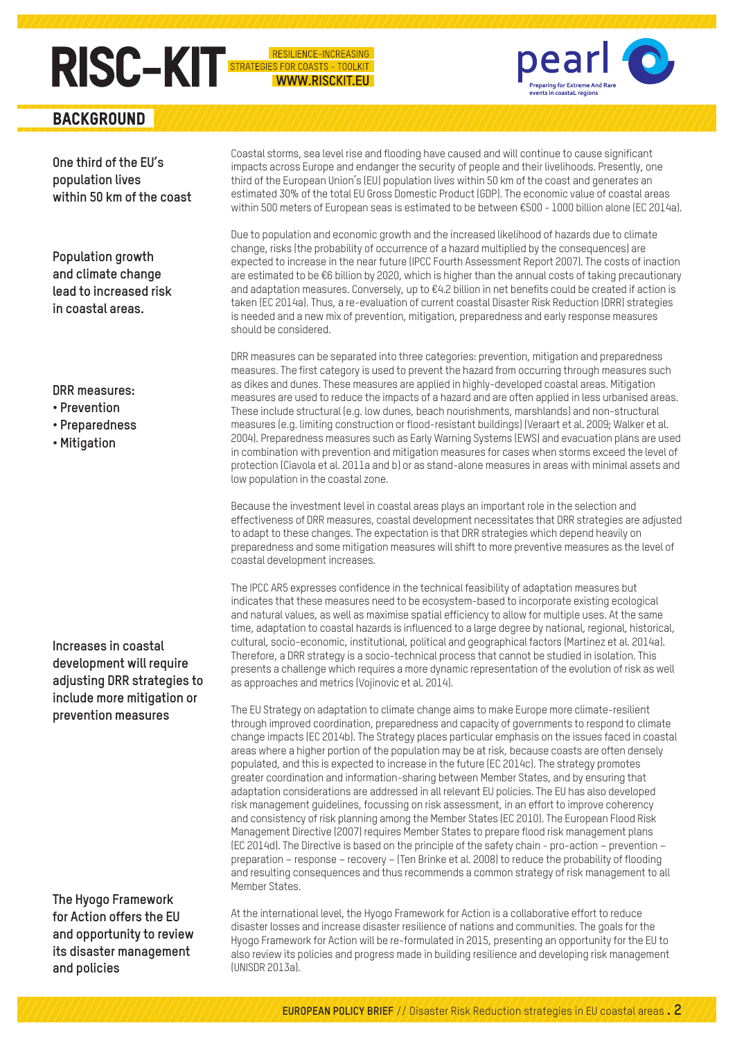## BACKGROUND

**One third of the EU's population lives within 50 km of the coast**

Coastal storms, sea level rise and flooding have caused and will continue to cause significant impacts across Europe and endanger the security of people and their livelihoods. Presently, one third of the European Union's (EU) population lives within 50 km of the coast and generates an estimated 30% of the total EU Gross Domestic Product (GDP). The economic value of coastal areas within 500 meters of European seas is estimated to be between €500 - 1000 billion alone (EC 2014a).

**Population growth and climate change lead to increased risk in coastal areas.**

Due to population and economic growth and the increased likelihood of hazards due to climate change, risks (the probability of occurrence of a hazard multiplied by the consequences) are expected to increase in the near future (IPCC Fourth Assessment Report 2007). The costs of inaction are estimated to be €6 billion by 2020, which is higher than the annual costs of taking precautionary and adaptation measures. Conversely, up to €4.2 billion in net benefits could be created if action is taken (EC 2014a). Thus, a re-evaluation of current coastal Disaster Risk Reduction (DRR) strategies is needed and a new mix of prevention, mitigation, preparedness and early response measures should be considered.

**DRR measures:**

- **Prevention**
- **Preparedness**
- **Mitigation**

DRR measures can be separated into three categories: prevention, mitigation and preparedness measures. The first category is used to prevent the hazard from occurring through measures such as dikes and dunes. These measures are applied in highly-developed coastal areas. Mitigation measures are used to reduce the impacts of a hazard and are often applied in less urbanised areas. These include structural (e.g. low dunes, beach nourishments, marshlands) and non-structural measures (e.g. limiting construction or flood-resistant buildings) (Veraart et al. 2009; Walker et al. 2004). Preparedness measures such as Early Warning Systems (EWS) and evacuation plans are used in combination with prevention and mitigation measures for cases when storms exceed the level of protection (Ciavola et al. 2011a and b) or as stand-alone measures in areas with minimal assets and low population in the coastal zone.

Because the investment level in coastal areas plays an important role in the selection and effectiveness of DRR measures, coastal development necessitates that DRR strategies are adjusted to adapt to these changes. The expectation is that DRR strategies which depend heavily on preparedness and some mitigation measures will shift to more preventive measures as the level of coastal development increases.

**Increases in coastal development will require adjusting DRR strategies to include more mitigation or prevention measures**

The IPCC AR5 expresses confidence in the technical feasibility of adaptation measures but indicates that these measures need to be ecosystem-based to incorporate existing ecological and natural values, as well as maximise spatial efficiency to allow for multiple uses. At the same time, adaptation to coastal hazards is influenced to a large degree by national, regional, historical, cultural, socio-economic, institutional, political and geographical factors (Martinez et al. 2014a). Therefore, a DRR strategy is a socio-technical process that cannot be studied in isolation. This presents a challenge which requires a more dynamic representation of the evolution of risk as well as approaches and metrics (Vojinovic et al. 2014).

The EU Strategy on adaptation to climate change aims to make Europe more climate-resilient through improved coordination, preparedness and capacity of governments to respond to climate change impacts (EC 2014b). The Strategy places particular emphasis on the issues faced in coastal areas where a higher portion of the population may be at risk, because coasts are often densely populated, and this is expected to increase in the future (EC 2014c). The strategy promotes greater coordination and information-sharing between Member States, and by ensuring that adaptation considerations are addressed in all relevant EU policies. The EU has also developed risk management guidelines, focussing on risk assessment, in an effort to improve coherency and consistency of risk planning among the Member States (EC 2010). The European Flood Risk Management Directive (2007) requires Member States to prepare flood risk management plans (EC 2014d). The Directive is based on the principle of the safety chain - pro-action – prevention – preparation – response – recovery – (Ten Brinke et al. 2008) to reduce the probability of flooding and resulting consequences and thus recommends a common strategy of risk management to all Member States.

**The Hyogo Framework for Action offers the EU and opportunity to review its disaster management and policies**

At the international level, the Hyogo Framework for Action is a collaborative effort to reduce disaster losses and increase disaster resilience of nations and communities. The goals for the Hyogo Framework for Action will be re-formulated in 2015, presenting an opportunity for the EU to also review its policies and progress made in building resilience and developing risk management (UNISDR 2013a).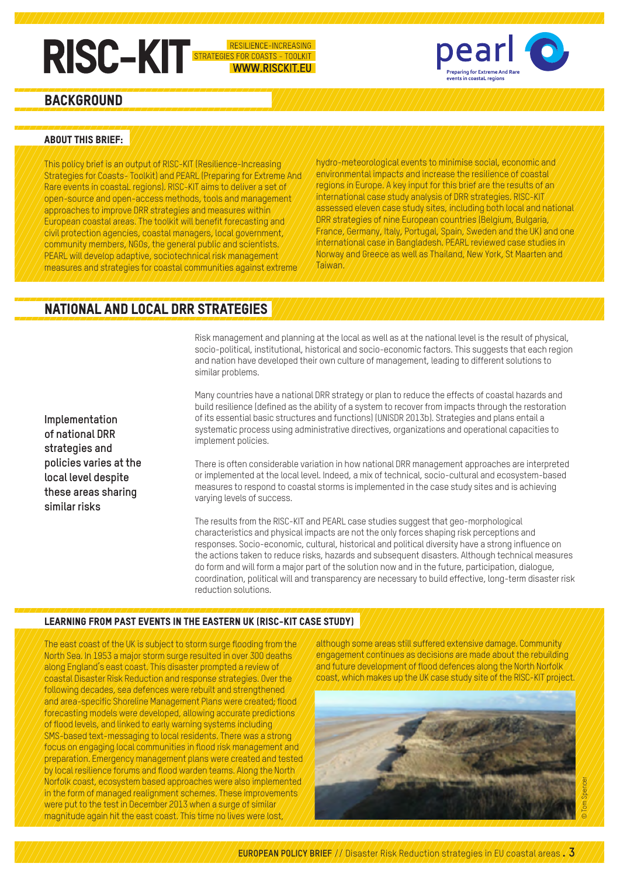# BACKGROUND

### ABOUT THIS BRIEF:

This policy brief is an output of RISC-KIT (Resilience-Increasing Strategies for Coasts- Toolkit) and PEARL (Preparing for Extreme And Rare events in coastaL regions). RISC-KIT aims to deliver a set of open-source and open-access methods, tools and management approaches to improve DRR strategies and measures within European coastal areas. The toolkit will benefit forecasting and civil protection agencies, coastal managers, local government, community members, NGOs, the general public and scientists. PEARL will develop adaptive, sociotechnical risk management measures and strategies for coastal communities against extreme hydro-meteorological events to minimise social, economic and environmental impacts and increase the resilience of coastal regions in Europe. A key input for this brief are the results of an international case study analysis of DRR strategies. RISC-KIT assessed eleven case study sites, including both local and national DRR strategies of nine European countries (Belgium, Bulgaria, France, Germany, Italy, Portugal, Spain, Sweden and the UK) and one international case in Bangladesh. PEARL reviewed case studies in Norway and Greece as well as Thailand, New York, St Maarten and Taiwan.

# NATIONAL AND LOCAL DRR STRATEGIES

**Implementation of national DRR strategies and policies varies at the local level despite these areas sharing similar risks**

Risk management and planning at the local as well as at the national level is the result of physical, socio-political, institutional, historical and socio-economic factors. This suggests that each region and nation have developed their own culture of management, leading to different solutions to similar problems.

Many countries have a national DRR strategy or plan to reduce the effects of coastal hazards and build resilience (defined as the ability of a system to recover from impacts through the restoration of its essential basic structures and functions) (UNISDR 2013b). Strategies and plans entail a systematic process using administrative directives, organizations and operational capacities to implement policies.

There is often considerable variation in how national DRR management approaches are interpreted or implemented at the local level. Indeed, a mix of technical, socio-cultural and ecosystem-based measures to respond to coastal storms is implemented in the case study sites and is achieving varying levels of success.

The results from the RISC-KIT and PEARL case studies suggest that geo-morphological characteristics and physical impacts are not the only forces shaping risk perceptions and responses. Socio-economic, cultural, historical and political diversity have a strong influence on the actions taken to reduce risks, hazards and subsequent disasters. Although technical measures do form and will form a major part of the solution now and in the future, participation, dialogue, coordination, political will and transparency are necessary to build effective, long-term disaster risk reduction solutions.

### LEARNING FROM PAST EVENTS IN THE EASTERN UK (RISC-KIT CASE STUDY)

The east coast of the UK is subject to storm surge flooding from the North Sea. In 1953 a major storm surge resulted in over 300 deaths along England's east coast. This disaster prompted a review of coastal Disaster Risk Reduction and response strategies. Over the following decades, sea defences were rebuilt and strengthened and area-specific Shoreline Management Plans were created; flood forecasting models were developed, allowing accurate predictions of flood levels, and linked to early warning systems including SMS-based text-messaging to local residents. There was a strong focus on engaging local communities in flood risk management and preparation. Emergency management plans were created and tested by local resilience forums and flood warden teams. Along the North Norfolk coast, ecosystem based approaches were also implemented in the form of managed realignment schemes. These improvements were put to the test in December 2013 when a surge of similar magnitude again hit the east coast. This time no lives were lost, although some areas still suffered extensive damage. Community engagement continues as decisions are made about the rebuilding and future development of flood defences along the North Norfolk coast, which makes up the UK case study site of the RISC-KIT project.

© Tom Spencer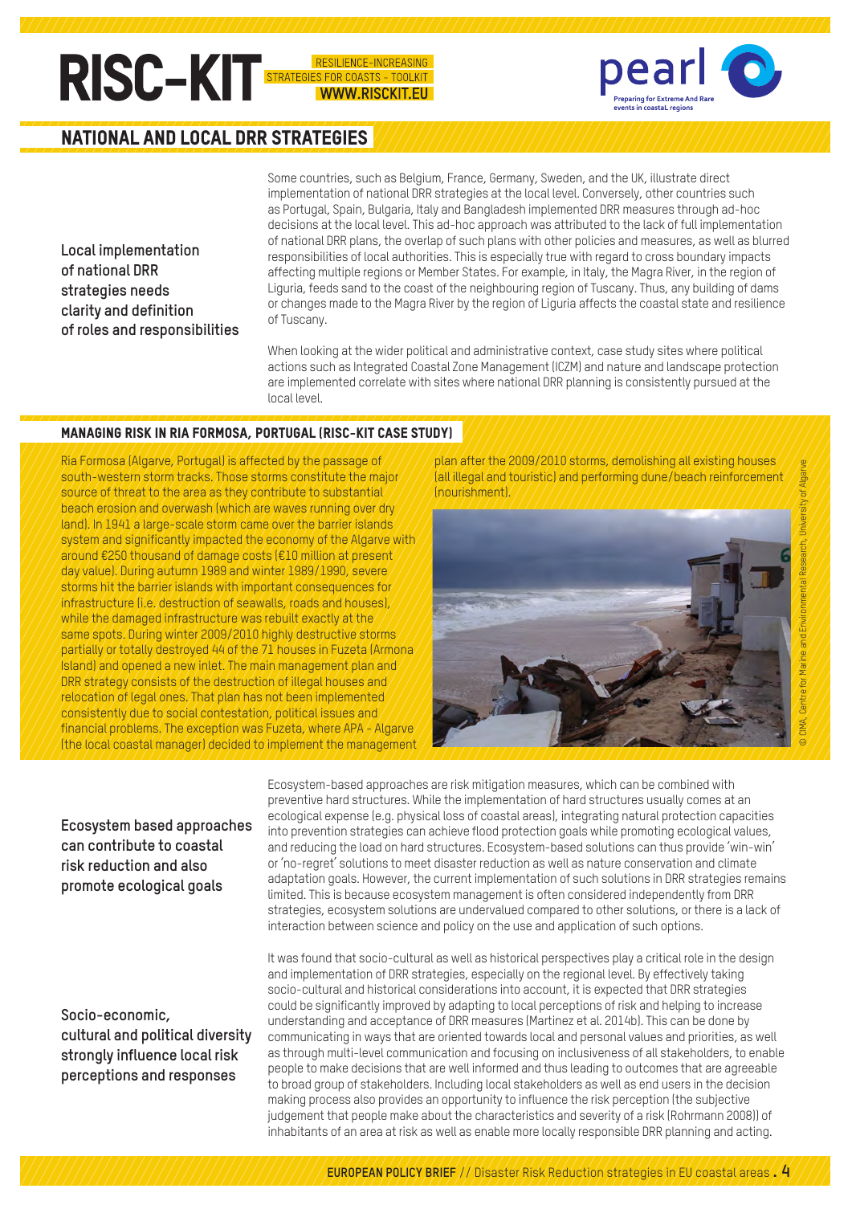## NATIONAL AND LOCAL DRR STRATEGIES

**Local implementation of national DRR strategies needs clarity and definition of roles and responsibilities**

Some countries, such as Belgium, France, Germany, Sweden, and the UK, illustrate direct implementation of national DRR strategies at the local level. Conversely, other countries such as Portugal, Spain, Bulgaria, Italy and Bangladesh implemented DRR measures through ad-hoc decisions at the local level. This ad-hoc approach was attributed to the lack of full implementation of national DRR plans, the overlap of such plans with other policies and measures, as well as blurred responsibilities of local authorities. This is especially true with regard to cross boundary impacts affecting multiple regions or Member States. For example, in Italy, the Magra River, in the region of Liguria, feeds sand to the coast of the neighbouring region of Tuscany. Thus, any building of dams or changes made to the Magra River by the region of Liguria affects the coastal state and resilience of Tuscany.

When looking at the wider political and administrative context, case study sites where political actions such as Integrated Coastal Zone Management (ICZM) and nature and landscape protection are implemented correlate with sites where national DRR planning is consistently pursued at the local level.

### MANAGING RISK IN RIA FORMOSA, PORTUGAL (RISC-KIT CASE STUDY)

Ria Formosa (Algarve, Portugal) is affected by the passage of south-western storm tracks. Those storms constitute the major source of threat to the area as they contribute to substantial beach erosion and overwash (which are waves running over dry land). In 1941 a large-scale storm came over the barrier islands system and significantly impacted the economy of the Algarve with around €250 thousand of damage costs (€10 million at present day value). During autumn 1989 and winter 1989/1990, severe storms hit the barrier islands with important consequences for infrastructure (i.e. destruction of seawalls, roads and houses), while the damaged infrastructure was rebuilt exactly at the same spots. During winter 2009/2010 highly destructive storms partially or totally destroyed 44 of the 71 houses in Fuzeta (Armona Island) and opened a new inlet. The main management plan and DRR strategy consists of the destruction of illegal houses and relocation of legal ones. That plan has not been implemented consistently due to social contestation, political issues and financial problems. The exception was Fuzeta, where APA - Algarve (the local coastal manager) decided to implement the management plan after the 2009/2010 storms, demolishing all existing houses (all illegal and touristic) and performing dune/beach reinforcement (nourishment).

© CIMA, Centre for Marine and Environmental Research, University of Algarve

**Ecosystem based approaches can contribute to coastal risk reduction and also promote ecological goals**

Ecosystem-based approaches are risk mitigation measures, which can be combined with preventive hard structures. While the implementation of hard structures usually comes at an ecological expense (e.g. physical loss of coastal areas), integrating natural protection capacities into prevention strategies can achieve flood protection goals while promoting ecological values, and reducing the load on hard structures. Ecosystem-based solutions can thus provide 'win-win' or 'no-regret' solutions to meet disaster reduction as well as nature conservation and climate adaptation goals. However, the current implementation of such solutions in DRR strategies remains limited. This is because ecosystem management is often considered independently from DRR strategies, ecosystem solutions are undervalued compared to other solutions, or there is a lack of interaction between science and policy on the use and application of such options.

**Socio-economic, cultural and political diversity strongly influence local risk perceptions and responses**

It was found that socio-cultural as well as historical perspectives play a critical role in the design and implementation of DRR strategies, especially on the regional level. By effectively taking socio-cultural and historical considerations into account, it is expected that DRR strategies could be significantly improved by adapting to local perceptions of risk and helping to increase understanding and acceptance of DRR measures (Martinez et al. 2014b). This can be done by communicating in ways that are oriented towards local and personal values and priorities, as well as through multi-level communication and focusing on inclusiveness of all stakeholders, to enable people to make decisions that are well informed and thus leading to outcomes that are agreeable to broad group of stakeholders. Including local stakeholders as well as end users in the decision making process also provides an opportunity to influence the risk perception (the subjective judgement that people make about the characteristics and severity of a risk (Rohrmann 2008)) of inhabitants of an area at risk as well as enable more locally responsible DRR planning and acting.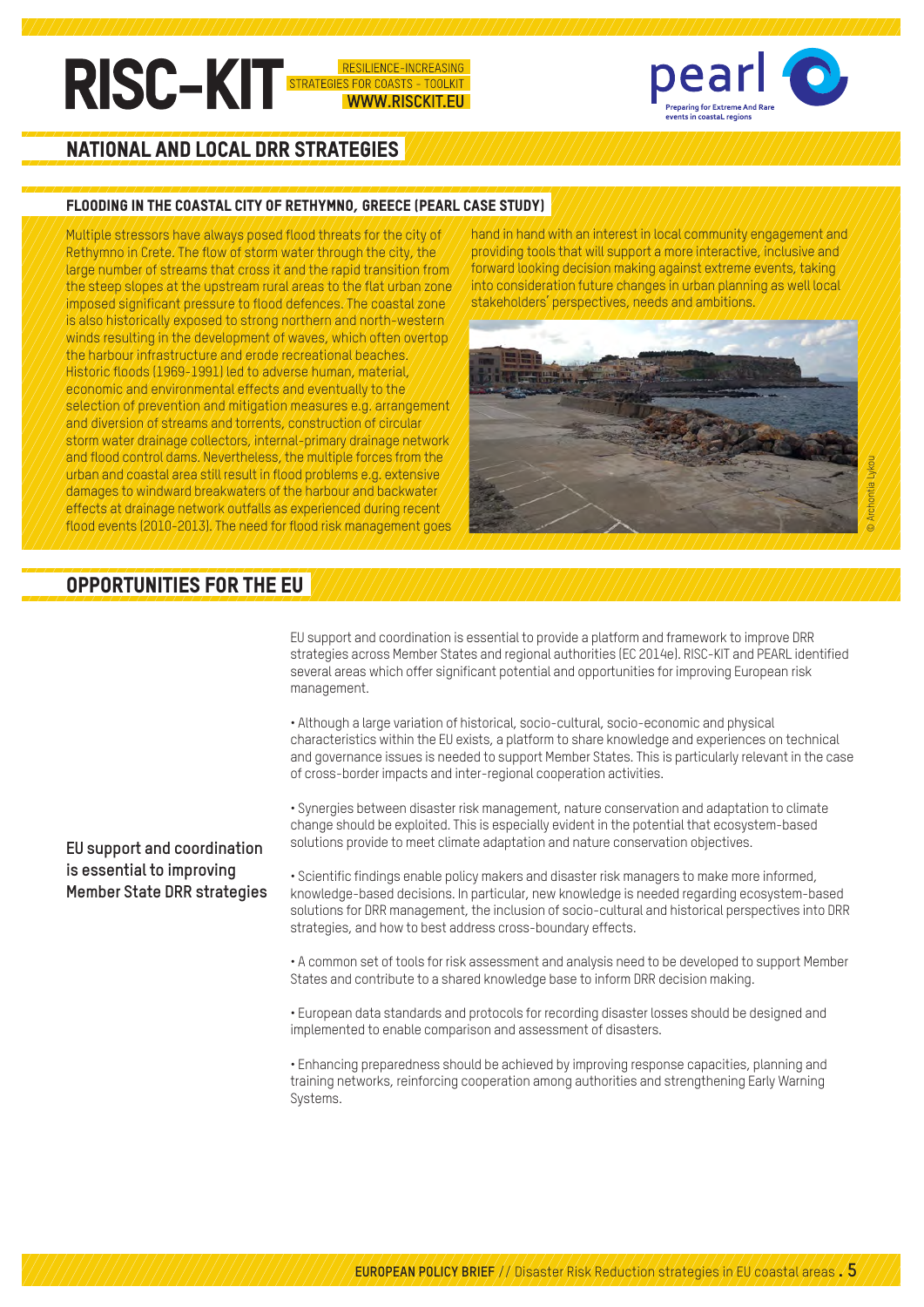## NATIONAL AND LOCAL DRR STRATEGIES

### FLOODING IN THE COASTAL CITY OF RETHYMNO, GREECE (PEARL CASE STUDY)

Multiple stressors have always posed flood threats for the city of Rethymno in Crete. The flow of storm water through the city, the large number of streams that cross it and the rapid transition from the steep slopes at the upstream rural areas to the flat urban zone imposed significant pressure to flood defences. The coastal zone is also historically exposed to strong northern and north-western winds resulting in the development of waves, which often overtop the harbour infrastructure and erode recreational beaches. Historic floods (1969-1991) led to adverse human, material, economic and environmental effects and eventually to the selection of prevention and mitigation measures e.g. arrangement and diversion of streams and torrents, construction of circular storm water drainage collectors, internal-primary drainage network and flood control dams. Nevertheless, the multiple forces from the urban and coastal area still result in flood problems e.g. extensive damages to windward breakwaters of the harbour and backwater effects at drainage network outfalls as experienced during recent flood events (2010-2013). The need for flood risk management goes hand in hand with an interest in local community engagement and providing tools that will support a more interactive, inclusive and forward looking decision making against extreme events, taking into consideration future changes in urban planning as well local stakeholders' perspectives, needs and ambitions.

© Archontia Lykou

## OPPORTUNITIES FOR THE EU

**EU support and coordination is essential to improving Member State DRR strategies**

EU support and coordination is essential to provide a platform and framework to improve DRR strategies across Member States and regional authorities (EC 2014e). RISC-KIT and PEARL identified several areas which offer significant potential and opportunities for improving European risk management.

- Although a large variation of historical, socio-cultural, socio-economic and physical characteristics within the EU exists, a platform to share knowledge and experiences on technical and governance issues is needed to support Member States. This is particularly relevant in the case of cross-border impacts and inter-regional cooperation activities.
- Synergies between disaster risk management, nature conservation and adaptation to climate change should be exploited. This is especially evident in the potential that ecosystem-based solutions provide to meet climate adaptation and nature conservation objectives.
- Scientific findings enable policy makers and disaster risk managers to make more informed, knowledge-based decisions. In particular, new knowledge is needed regarding ecosystem-based solutions for DRR management, the inclusion of socio-cultural and historical perspectives into DRR strategies, and how to best address cross-boundary effects.
- A common set of tools for risk assessment and analysis need to be developed to support Member States and contribute to a shared knowledge base to inform DRR decision making.
- European data standards and protocols for recording disaster losses should be designed and implemented to enable comparison and assessment of disasters.
- Enhancing preparedness should be achieved by improving response capacities, planning and training networks, reinforcing cooperation among authorities and strengthening Early Warning Systems.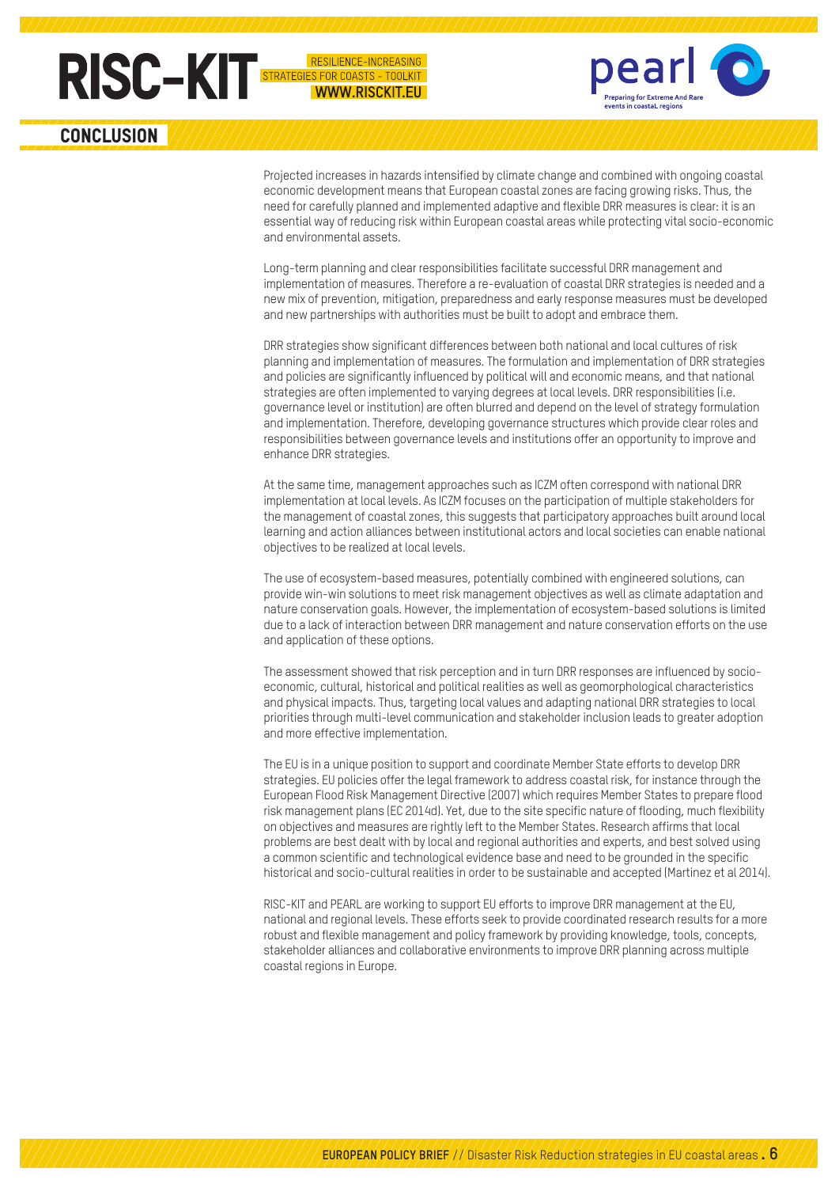## CONCLUSION

Projected increases in hazards intensified by climate change and combined with ongoing coastal economic development means that European coastal zones are facing growing risks. Thus, the need for carefully planned and implemented adaptive and flexible DRR measures is clear: it is an essential way of reducing risk within European coastal areas while protecting vital socio-economic and environmental assets.

Long-term planning and clear responsibilities facilitate successful DRR management and implementation of measures. Therefore a re-evaluation of coastal DRR strategies is needed and a new mix of prevention, mitigation, preparedness and early response measures must be developed and new partnerships with authorities must be built to adopt and embrace them.

DRR strategies show significant differences between both national and local cultures of risk planning and implementation of measures. The formulation and implementation of DRR strategies and policies are significantly influenced by political will and economic means, and that national strategies are often implemented to varying degrees at local levels. DRR responsibilities (i.e. governance level or institution) are often blurred and depend on the level of strategy formulation and implementation. Therefore, developing governance structures which provide clear roles and responsibilities between governance levels and institutions offer an opportunity to improve and enhance DRR strategies.

At the same time, management approaches such as ICZM often correspond with national DRR implementation at local levels. As ICZM focuses on the participation of multiple stakeholders for the management of coastal zones, this suggests that participatory approaches built around local learning and action alliances between institutional actors and local societies can enable national objectives to be realized at local levels.

The use of ecosystem-based measures, potentially combined with engineered solutions, can provide win-win solutions to meet risk management objectives as well as climate adaptation and nature conservation goals. However, the implementation of ecosystem-based solutions is limited due to a lack of interaction between DRR management and nature conservation efforts on the use and application of these options.

The assessment showed that risk perception and in turn DRR responses are influenced by socio-economic, cultural, historical and political realities as well as geomorphological characteristics and physical impacts. Thus, targeting local values and adapting national DRR strategies to local priorities through multi-level communication and stakeholder inclusion leads to greater adoption and more effective implementation.

The EU is in a unique position to support and coordinate Member State efforts to develop DRR strategies. EU policies offer the legal framework to address coastal risk, for instance through the European Flood Risk Management Directive (2007) which requires Member States to prepare flood risk management plans (EC 2014d). Yet, due to the site specific nature of flooding, much flexibility on objectives and measures are rightly left to the Member States. Research affirms that local problems are best dealt with by local and regional authorities and experts, and best solved using a common scientific and technological evidence base and need to be grounded in the specific historical and socio-cultural realities in order to be sustainable and accepted (Martinez et al 2014).

RISC-KIT and PEARL are working to support EU efforts to improve DRR management at the EU, national and regional levels. These efforts seek to provide coordinated research results for a more robust and flexible management and policy framework by providing knowledge, tools, concepts, stakeholder alliances and collaborative environments to improve DRR planning across multiple coastal regions in Europe.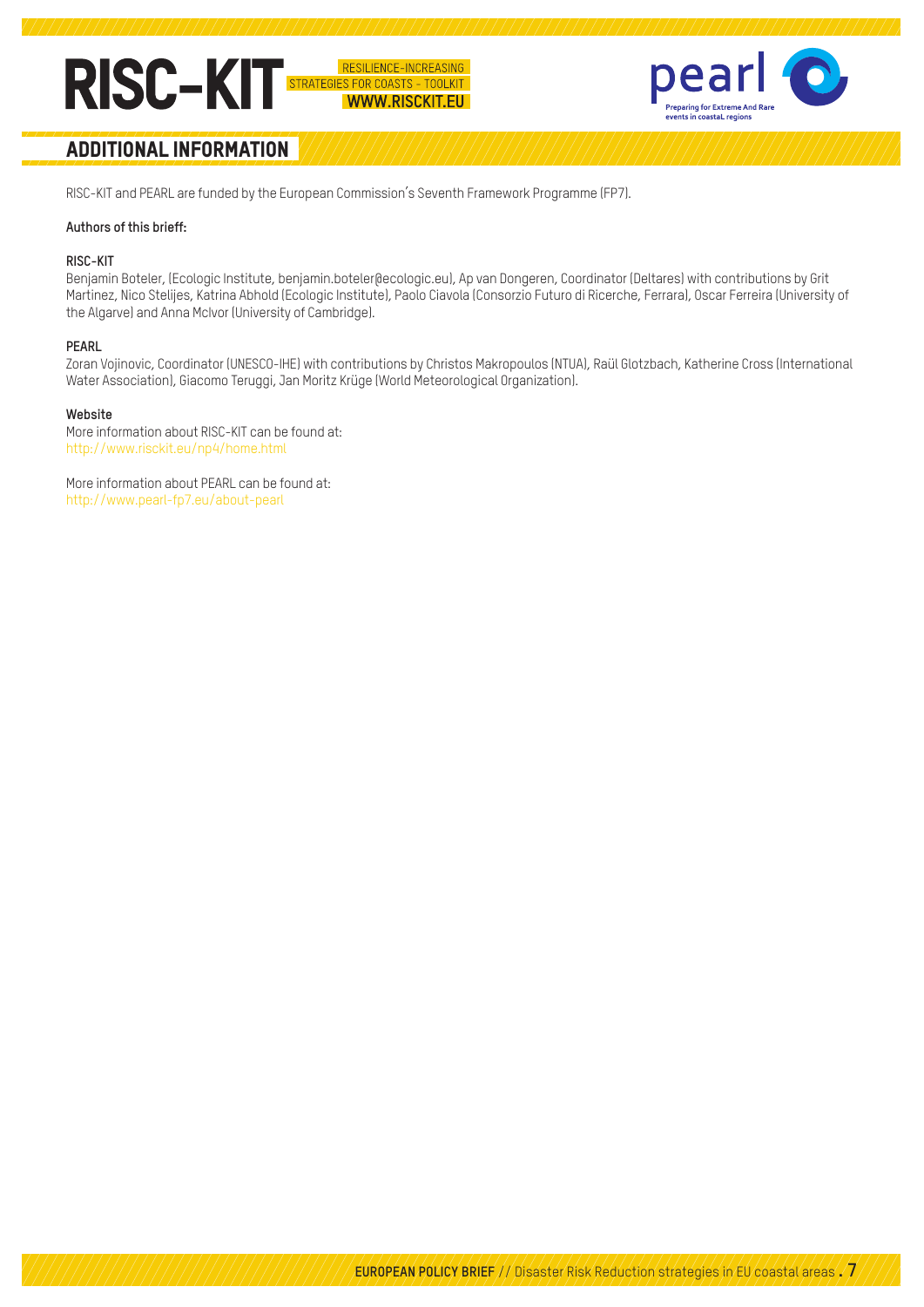## ADDITIONAL INFORMATION

RISC-KIT and PEARL are funded by the European Commission's Seventh Framework Programme (FP7).

**Authors of this brieff:**

**RISC-KIT**

Benjamin Boteler, (Ecologic Institute, benjamin.boteler@ecologic.eu), Ap van Dongeren, Coordinator (Deltares) with contributions by Grit Martinez, Nico Stelijes, Katrina Abhold (Ecologic Institute), Paolo Ciavola (Consorzio Futuro di Ricerche, Ferrara), Oscar Ferreira (University of the Algarve) and Anna McIvor (University of Cambridge).

**PEARL**

Zoran Vojinovic, Coordinator (UNESCO-IHE) with contributions by Christos Makropoulos (NTUA), Raül Glotzbach, Katherine Cross (International Water Association), Giacomo Teruggi, Jan Moritz Krüge (World Meteorological Organization).

**Website**

More information about RISC-KIT can be found at:
http://www.risckit.eu/np4/home.html

More information about PEARL can be found at:
http://www.pearl-fp7.eu/about-pearl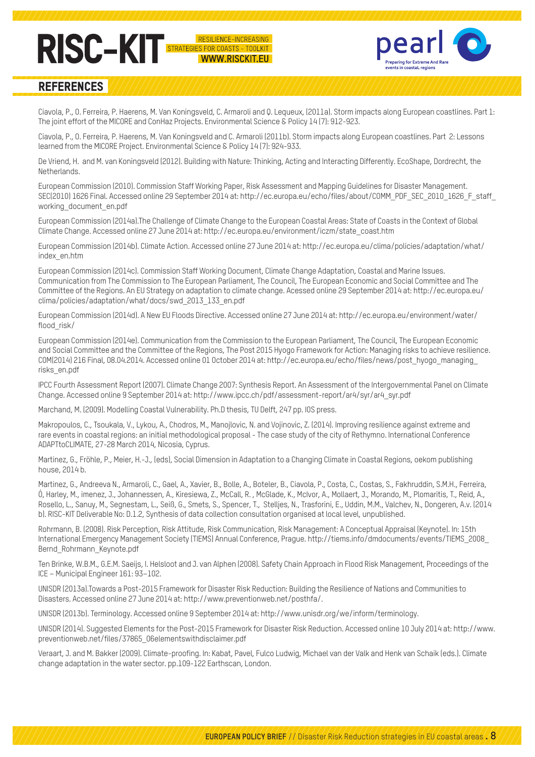## REFERENCES

Ciavola, P., O. Ferreira, P. Haerens, M. Van Koningsveld, C. Armaroli and Q. Lequeux, (2011a). Storm impacts along European coastlines. Part 1: The joint effort of the MICORE and ConHaz Projects. Environmental Science & Policy 14 (7): 912-923.

Ciavola, P., O. Ferreira, P. Haerens, M. Van Koningsveld and C. Armaroli (2011b). Storm impacts along European coastlines. Part 2: Lessons learned from the MICORE Project. Environmental Science & Policy 14 (7): 924-933.

De Vriend, H. and M. van Koningsveld (2012). Building with Nature: Thinking, Acting and Interacting Differently. EcoShape, Dordrecht, the Netherlands.

European Commission (2010). Commission Staff Working Paper, Risk Assessment and Mapping Guidelines for Disaster Management. SEC(2010) 1626 Final. Accessed online 29 September 2014 at: http://ec.europa.eu/echo/files/about/COMM_PDF_SEC_2010_1626_F_staff_working_document_en.pdf

European Commission (2014a).The Challenge of Climate Change to the European Coastal Areas: State of Coasts in the Context of Global Climate Change. Accessed online 27 June 2014 at: http://ec.europa.eu/environment/iczm/state_coast.htm

European Commission (2014b). Climate Action. Accessed online 27 June 2014 at: http://ec.europa.eu/clima/policies/adaptation/what/index_en.htm

European Commission (2014c). Commission Staff Working Document, Climate Change Adaptation, Coastal and Marine Issues. Communication from The Commission to The European Parliament, The Council, The European Economic and Social Committee and The Committee of the Regions. An EU Strategy on adaptation to climate change. Acessed online 29 September 2014 at: http://ec.europa.eu/clima/policies/adaptation/what/docs/swd_2013_133_en.pdf

European Commission (2014d). A New EU Floods Directive. Accessed online 27 June 2014 at: http://ec.europa.eu/environment/water/flood_risk/

European Commission (2014e). Communication from the Commission to the European Parliament, The Council, The European Economic and Social Committee and the Committee of the Regions, The Post 2015 Hyogo Framework for Action: Managing risks to achieve resilience. COM(2014) 216 Final, 08.04.2014. Accessed online 01 October 2014 at: http://ec.europa.eu/echo/files/news/post_hyogo_managing_risks_en.pdf

IPCC Fourth Assessment Report (2007). Climate Change 2007: Synthesis Report. An Assessment of the Intergovernmental Panel on Climate Change. Accessed online 9 September 2014 at: http://www.ipcc.ch/pdf/assessment-report/ar4/syr/ar4_syr.pdf

Marchand, M. (2009). Modelling Coastal Vulnerability. Ph.D thesis, TU Delft, 247 pp. IOS press.

Makropoulos, C., Tsoukala, V., Lykou, A., Chodros, M., Manojlovic, N. and Vojinovic, Z. (2014). Improving resilience against extreme and rare events in coastal regions: an initial methodological proposal - The case study of the city of Rethymno. International Conference ADAPTtoCLIMATE, 27-28 March 2014, Nicosia, Cyprus.

Martinez, G., Fröhle, P., Meier, H.-J., (eds), Social Dimension in Adaptation to a Changing Climate in Coastal Regions, oekom publishing house, 2014 b.

Martinez, G., Andreeva N., Armaroli, C., Gael, A., Xavier, B., Bolle, A., Boteler, B., Ciavola, P., Costa, C., Costas, S., Fakhruddin, S.M.H., Ferreira, Ó, Harley, M., imenez, J., Johannessen, A., Kiresiewa, Z., McCall, R. , McGlade, K., McIvor, A., Mollaert, J., Morando, M., Plomaritis, T., Reid, A., Rosello, L., Sanuy, M., Segnestam, L., Seiß, G., Smets, S., Spencer, T., Stelljes, N., Trasforini, E., Uddin, M.M., Valchev, N., Dongeren, A.v. (2014 b). RISC-KIT Deliverable No: D.1.2, Synthesis of data collection consultation organised at local level, unpublished.

Rohrmann, B. (2008). Risk Perception, Risk Attitude, Risk Communication, Risk Management: A Conceptual Appraisal (Keynote). In: 15th International Emergency Management Society (TIEMS) Annual Conference, Prague. http://tiems.info/dmdocuments/events/TIEMS_2008_Bernd_Rohrmann_Keynote.pdf

Ten Brinke, W.B.M., G.E.M. Saeijs, I. Helsloot and J. van Alphen (2008). Safety Chain Approach in Flood Risk Management, Proceedings of the ICE – Municipal Engineer 161: 93–102.

UNISDR (2013a).Towards a Post-2015 Framework for Disaster Risk Reduction: Building the Resilience of Nations and Communities to Disasters. Accessed online 27 June 2014 at: http://www.preventionweb.net/posthfa/.

UNISDR (2013b). Terminology. Accessed online 9 September 2014 at: http://www.unisdr.org/we/inform/terminology.

UNISDR (2014). Suggested Elements for the Post-2015 Framework for Disaster Risk Reduction. Accessed online 10 July 2014 at: http://www.preventionweb.net/files/37865_06elementswithdisclaimer.pdf

Veraart, J. and M. Bakker (2009). Climate-proofing. In: Kabat, Pavel, Fulco Ludwig, Michael van der Valk and Henk van Schaik (eds.). Climate change adaptation in the water sector. pp.109-122 Earthscan, London.